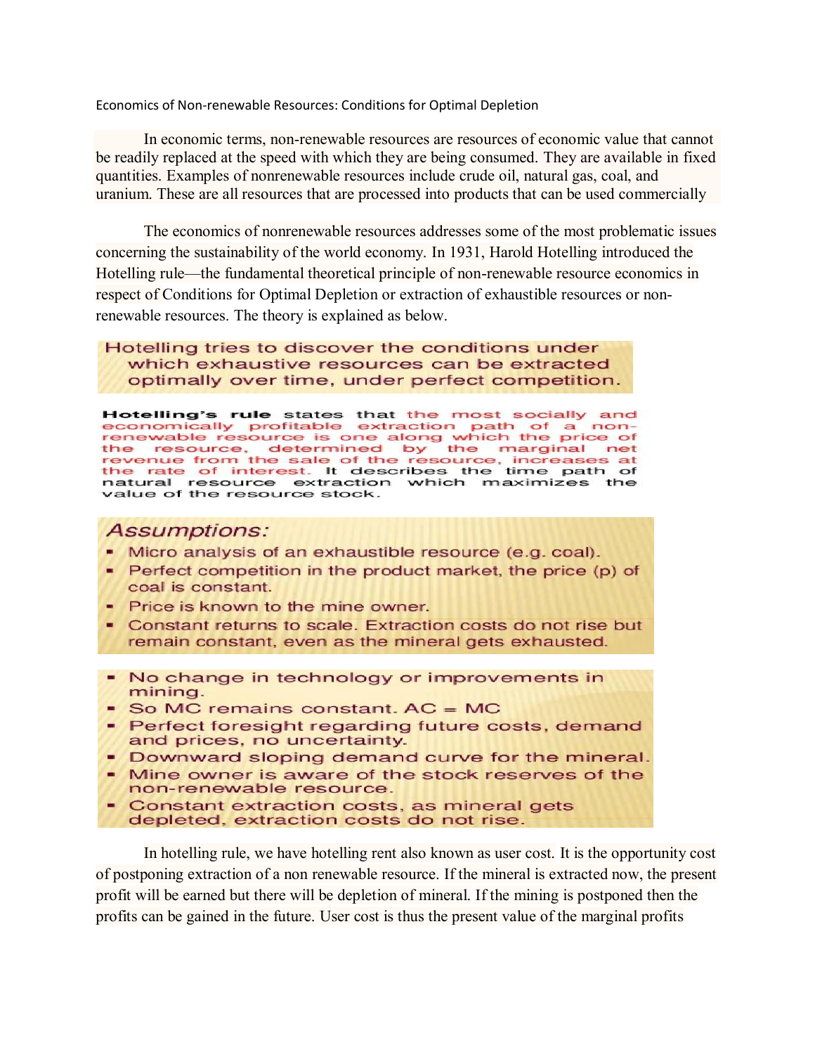Economics of Non-renewable Resources: Conditions for Optimal Depletion

In economic terms, non-renewable resources are resources of economic value that cannot be readily replaced at the speed with which they are being consumed. They are available in fixed quantities. Examples of nonrenewable resources include crude oil, natural gas, coal, and uranium. These are all resources that are processed into products that can be used commercially

The economics of nonrenewable resources addresses some of the most problematic issues concerning the sustainability of the world economy. In 1931, Harold Hotelling introduced the Hotelling rule—the fundamental theoretical principle of non-renewable resource economics in respect of Conditions for Optimal Depletion or extraction of exhaustible resources or non-renewable resources. The theory is explained as below.

Hotelling tries to discover the conditions under which exhaustive resources can be extracted optimally over time, under perfect competition.

**Hotelling's rule** states that the most socially and economically profitable extraction path of a non-renewable resource is one along which the price of the resource, determined by the marginal net revenue from the sale of the resource, increases at the rate of interest. It describes the time path of natural resource extraction which maximizes the value of the resource stock.

*Assumptions:*

- Micro analysis of an exhaustible resource (e.g. coal).
- Perfect competition in the product market, the price (p) of coal is constant.
- Price is known to the mine owner.
- Constant returns to scale. Extraction costs do not rise but remain constant, even as the mineral gets exhausted.

- No change in technology or improvements in mining.
- So MC remains constant. AC = MC
- Perfect foresight regarding future costs, demand and prices, no uncertainty.
- Downward sloping demand curve for the mineral.
- Mine owner is aware of the stock reserves of the non-renewable resource.
- Constant extraction costs, as mineral gets depleted, extraction costs do not rise.

In hotelling rule, we have hotelling rent also known as user cost. It is the opportunity cost of postponing extraction of a non renewable resource. If the mineral is extracted now, the present profit will be earned but there will be depletion of mineral. If the mining is postponed then the profits can be gained in the future. User cost is thus the present value of the marginal profits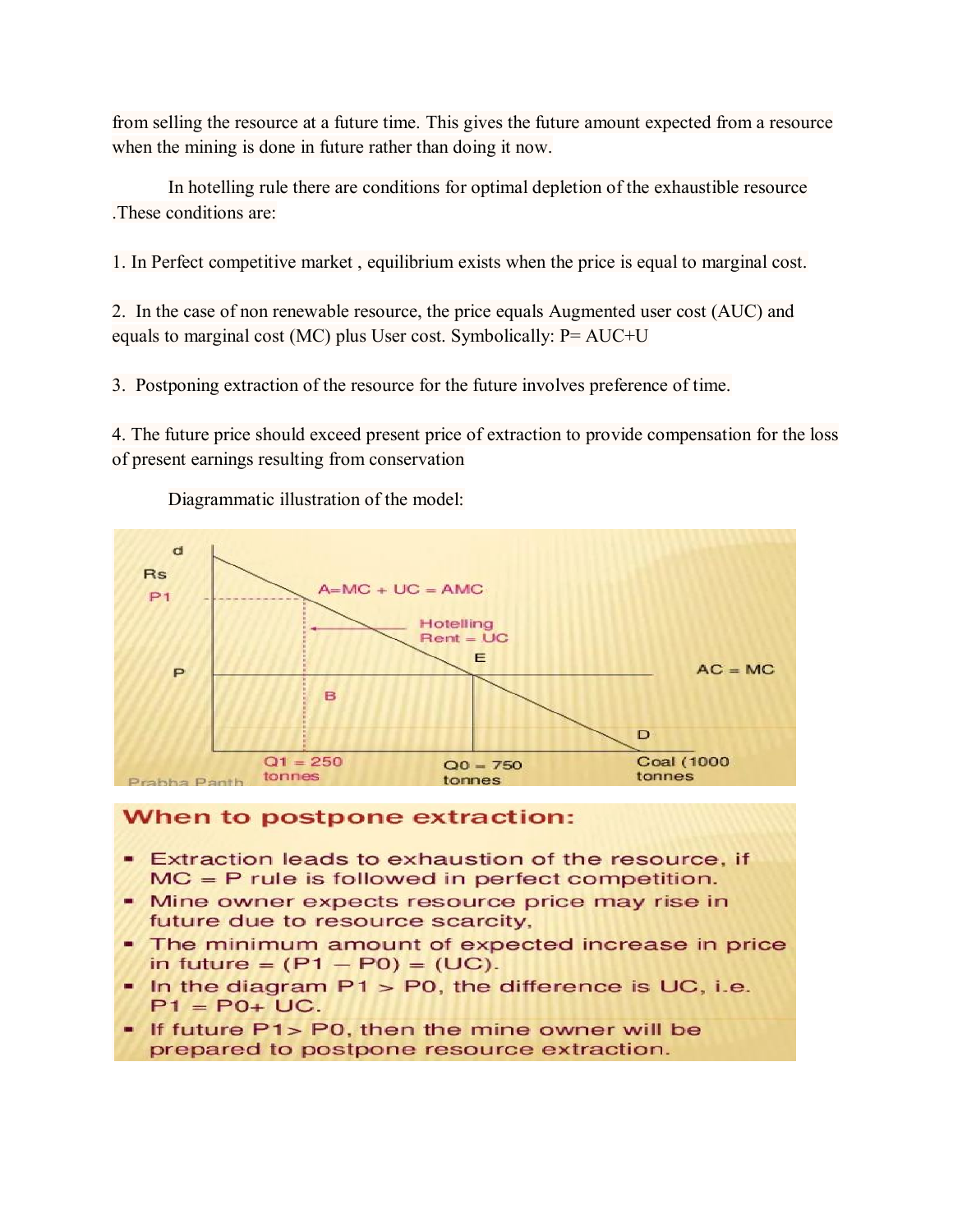from selling the resource at a future time. This gives the future amount expected from a resource when the mining is done in future rather than doing it now.

In hotelling rule there are conditions for optimal depletion of the exhaustible resource .These conditions are:

1. In Perfect competitive market , equilibrium exists when the price is equal to marginal cost.

2. In the case of non renewable resource, the price equals Augmented user cost (AUC) and equals to marginal cost (MC) plus User cost. Symbolically: P= AUC+U

3. Postponing extraction of the resource for the future involves preference of time.

4. The future price should exceed present price of extraction to provide compensation for the loss of present earnings resulting from conservation

Diagrammatic illustration of the model:

d

Rs

P1

A=MC + UC = AMC

Hotelling Rent = UC

E

P

AC = MC

B

D

Q1 = 250 tonnes

Q0 = 750 tonnes

Coal (1000 tonnes

Prabha Panth

**When to postpone extraction:**

- Extraction leads to exhaustion of the resource, if MC = P rule is followed in perfect competition.
- Mine owner expects resource price may rise in future due to resource scarcity.
- The minimum amount of expected increase in price in future = (P1 – P0) = (UC).
- In the diagram P1 > P0, the difference is UC, i.e. P1 = P0+ UC.
- If future P1> P0, then the mine owner will be prepared to postpone resource extraction.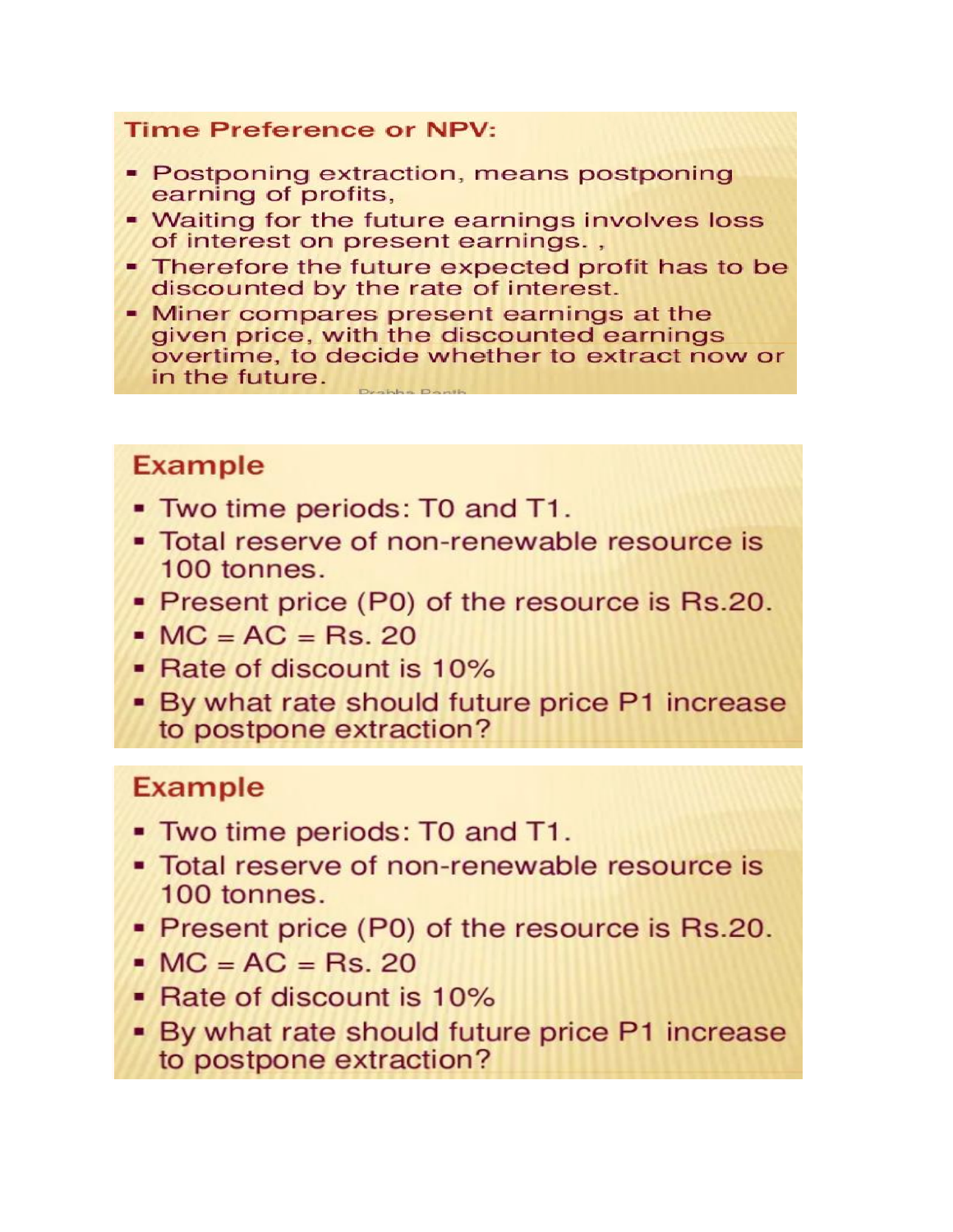## Time Preference or NPV:

- Postponing extraction, means postponing earning of profits,
- Waiting for the future earnings involves loss of interest on present earnings. ,
- Therefore the future expected profit has to be discounted by the rate of interest.
- Miner compares present earnings at the given price, with the discounted earnings overtime, to decide whether to extract now or in the future.

## Example

- Two time periods: T0 and T1.
- Total reserve of non-renewable resource is 100 tonnes.
- Present price (P0) of the resource is Rs.20.
- MC = AC = Rs. 20
- Rate of discount is 10%
- By what rate should future price P1 increase to postpone extraction?

## Example

- Two time periods: T0 and T1.
- Total reserve of non-renewable resource is 100 tonnes.
- Present price (P0) of the resource is Rs.20.
- MC = AC = Rs. 20
- Rate of discount is 10%
- By what rate should future price P1 increase to postpone extraction?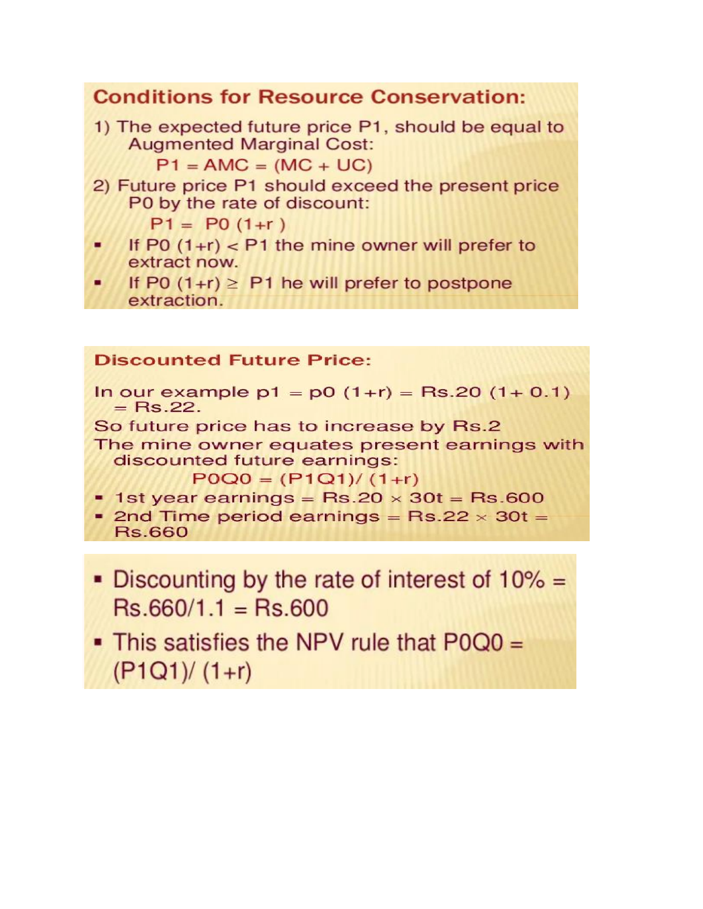## Conditions for Resource Conservation:

1) The expected future price P1, should be equal to Augmented Marginal Cost:

   $P1 = AMC = (MC + UC)$

2) Future price P1 should exceed the present price P0 by the rate of discount:

   $P1 = P0\,(1+r)$

- If $P0\,(1+r) < P1$ the mine owner will prefer to extract now.
- If $P0\,(1+r) \geq P1$ he will prefer to postpone extraction.

## Discounted Future Price:

In our example $p1 = p0\,(1+r) = Rs.20\,(1+0.1) = Rs.22$.

So future price has to increase by Rs.2

The mine owner equates present earnings with discounted future earnings:

$$P0Q0 = (P1Q1)/(1+r)$$

- 1st year earnings = Rs.20 × 30t = Rs.600
- 2nd Time period earnings = Rs.22 × 30t = Rs.660

- Discounting by the rate of interest of 10% = Rs.660/1.1 = Rs.600
- This satisfies the NPV rule that $P0Q0 = (P1Q1)/(1+r)$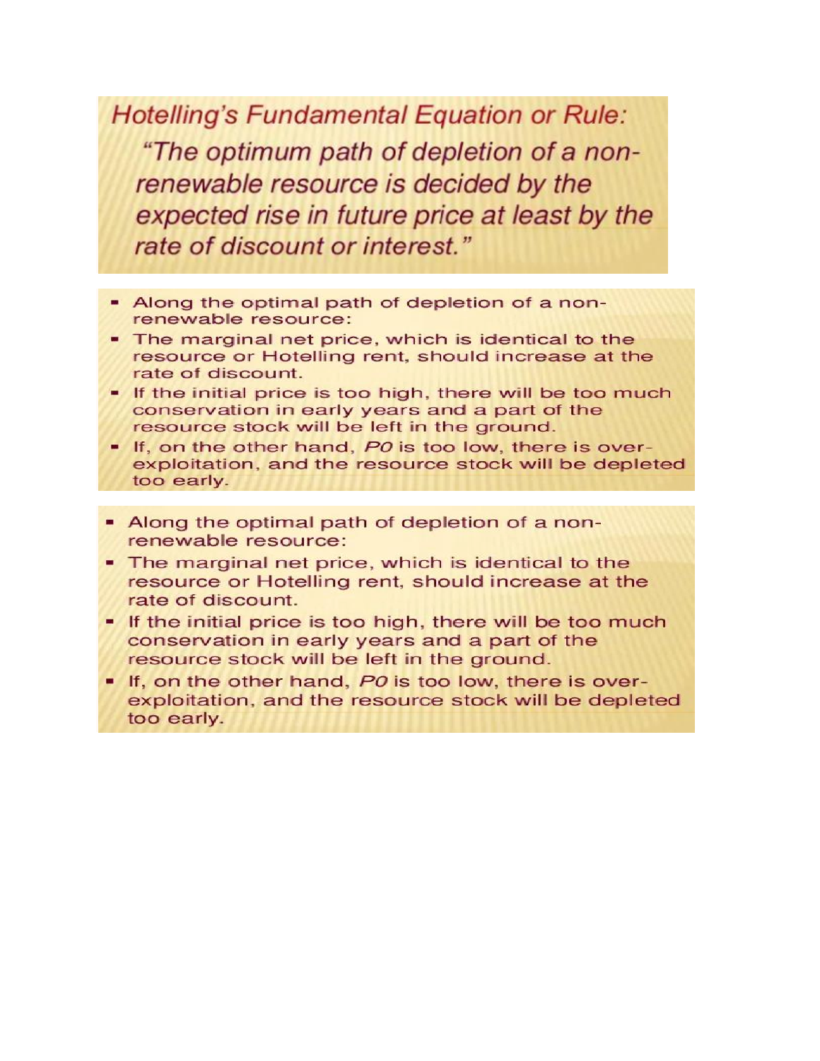## *Hotelling's Fundamental Equation or Rule:*

*"The optimum path of depletion of a non-renewable resource is decided by the expected rise in future price at least by the rate of discount or interest."*

- Along the optimal path of depletion of a non-renewable resource:
- The marginal net price, which is identical to the resource or Hotelling rent, should increase at the rate of discount.
- If the initial price is too high, there will be too much conservation in early years and a part of the resource stock will be left in the ground.
- If, on the other hand, $P0$ is too low, there is over-exploitation, and the resource stock will be depleted too early.

- Along the optimal path of depletion of a non-renewable resource:
- The marginal net price, which is identical to the resource or Hotelling rent, should increase at the rate of discount.
- If the initial price is too high, there will be too much conservation in early years and a part of the resource stock will be left in the ground.
- If, on the other hand, $P0$ is too low, there is over-exploitation, and the resource stock will be depleted too early.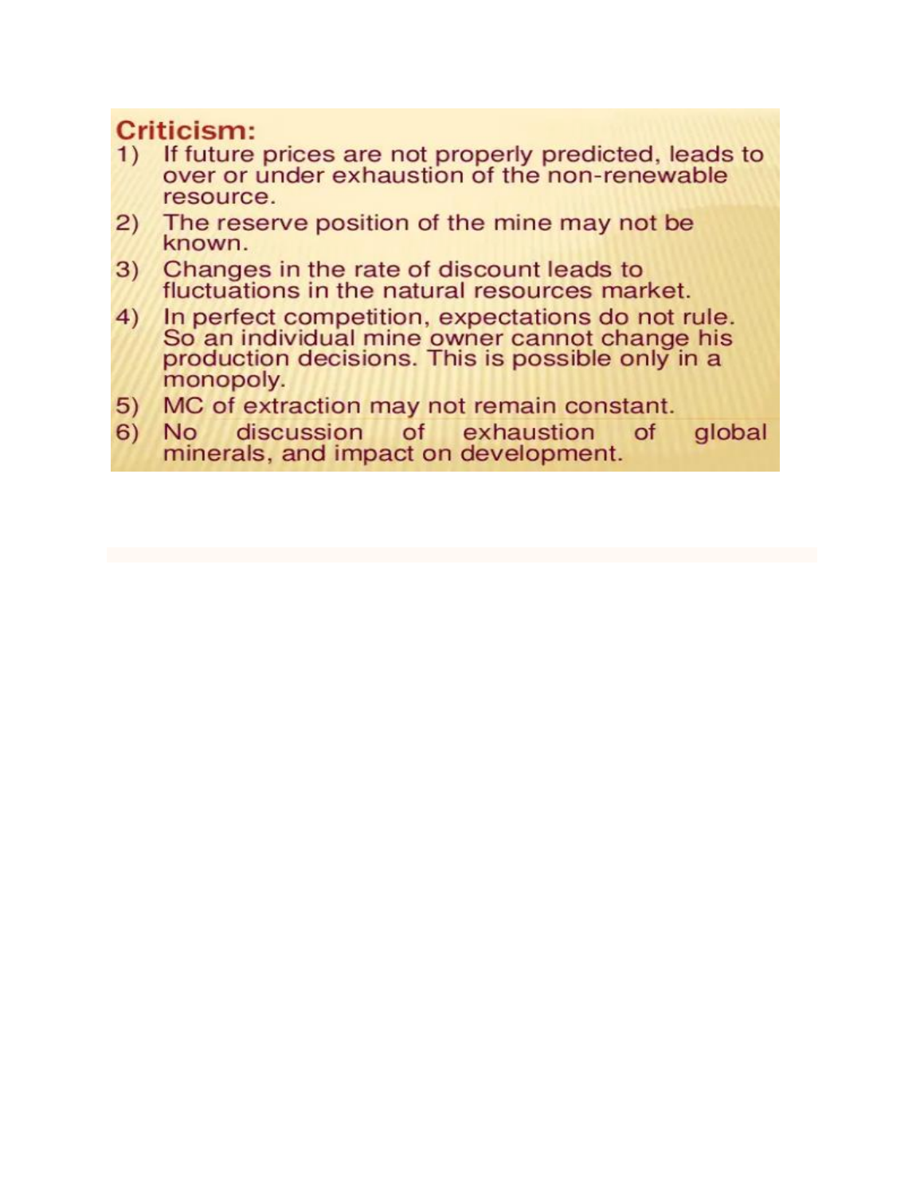## Criticism:

1) If future prices are not properly predicted, leads to over or under exhaustion of the non-renewable resource.
2) The reserve position of the mine may not be known.
3) Changes in the rate of discount leads to fluctuations in the natural resources market.
4) In perfect competition, expectations do not rule. So an individual mine owner cannot change his production decisions. This is possible only in a monopoly.
5) MC of extraction may not remain constant.
6) No discussion of exhaustion of global minerals, and impact on development.